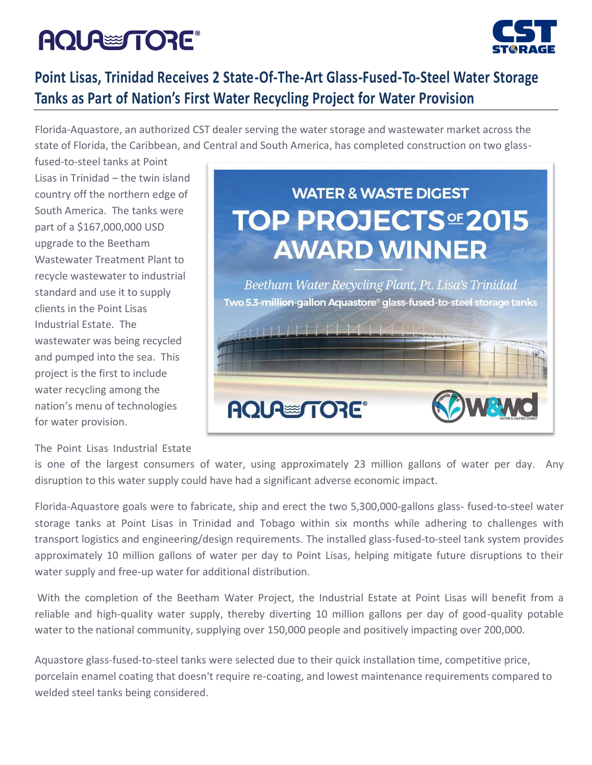# Point Lisas, Trinidad Receives 2 State-Of-The-Art Glass-Fused-To-Steel Water Storage Tanks as Part of Nation's First Water Recycling Project for Water Provision

Florida-Aquastore, an authorized CST dealer serving the water storage and wastewater market across the state of Florida, the Caribbean, and Central and South America, has completed construction on two glass-fused-to-steel tanks at Point Lisas in Trinidad – the twin island country off the northern edge of South America. The tanks were part of a $167,000,000 USD upgrade to the Beetham Wastewater Treatment Plant to recycle wastewater to industrial standard and use it to supply clients in the Point Lisas Industrial Estate. The wastewater was being recycled and pumped into the sea. This project is the first to include water recycling among the nation's menu of technologies for water provision.

WATER & WASTE DIGEST TOP PROJECTS OF 2015 AWARD WINNER

*Beetham Water Recycling Plant, Pt. Lisa's Trinidad*

Two 5.3-million-gallon Aquastore® glass-fused-to-steel storage tanks

The Point Lisas Industrial Estate is one of the largest consumers of water, using approximately 23 million gallons of water per day. Any disruption to this water supply could have had a significant adverse economic impact.

Florida-Aquastore goals were to fabricate, ship and erect the two 5,300,000-gallons glass- fused-to-steel water storage tanks at Point Lisas in Trinidad and Tobago within six months while adhering to challenges with transport logistics and engineering/design requirements. The installed glass-fused-to-steel tank system provides approximately 10 million gallons of water per day to Point Lisas, helping mitigate future disruptions to their water supply and free-up water for additional distribution.

With the completion of the Beetham Water Project, the Industrial Estate at Point Lisas will benefit from a reliable and high-quality water supply, thereby diverting 10 million gallons per day of good-quality potable water to the national community, supplying over 150,000 people and positively impacting over 200,000.

Aquastore glass-fused-to-steel tanks were selected due to their quick installation time, competitive price, porcelain enamel coating that doesn't require re-coating, and lowest maintenance requirements compared to welded steel tanks being considered.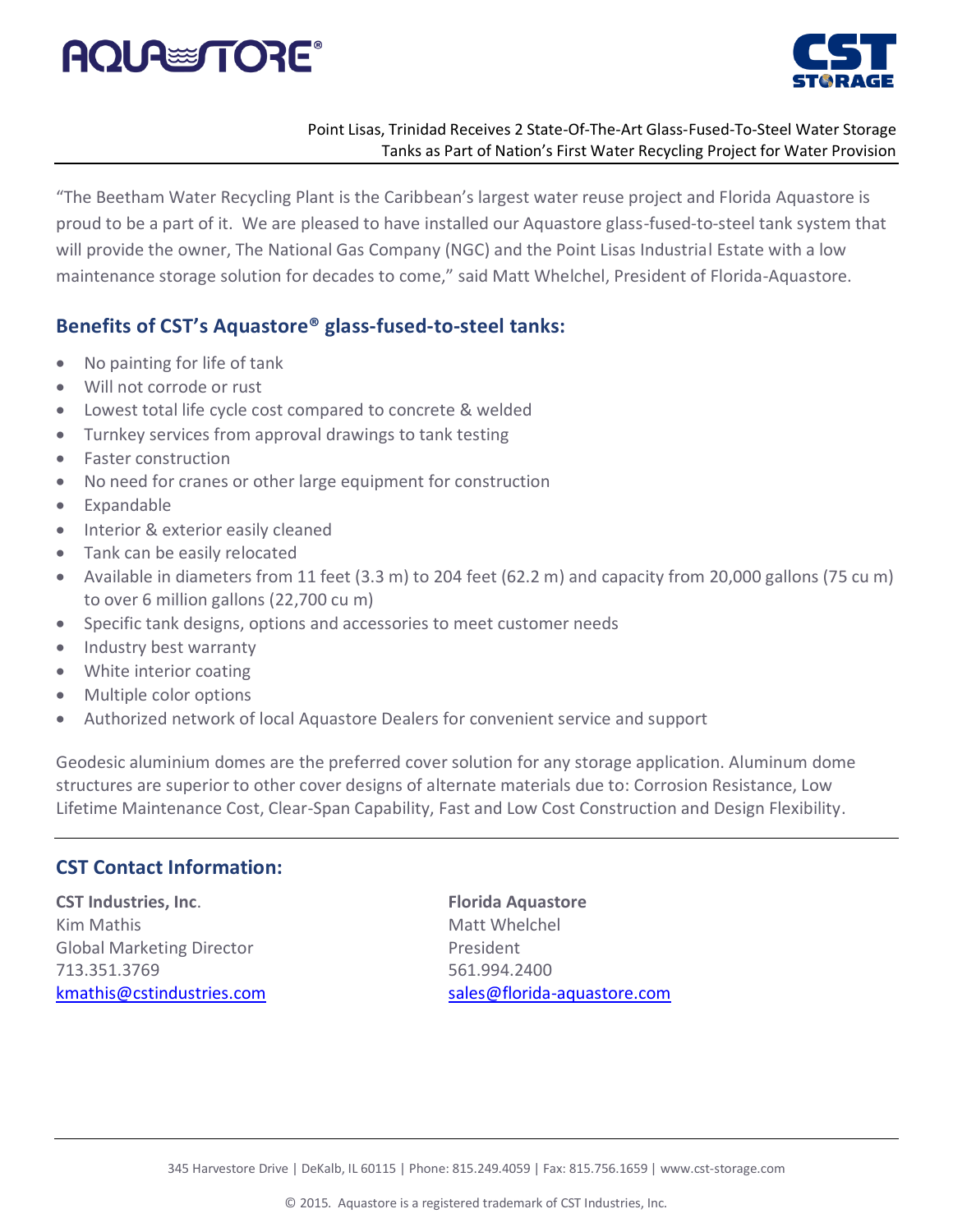Point Lisas, Trinidad Receives 2 State-Of-The-Art Glass-Fused-To-Steel Water Storage Tanks as Part of Nation's First Water Recycling Project for Water Provision

"The Beetham Water Recycling Plant is the Caribbean's largest water reuse project and Florida Aquastore is proud to be a part of it. We are pleased to have installed our Aquastore glass-fused-to-steel tank system that will provide the owner, The National Gas Company (NGC) and the Point Lisas Industrial Estate with a low maintenance storage solution for decades to come," said Matt Whelchel, President of Florida-Aquastore.

## Benefits of CST's Aquastore® glass-fused-to-steel tanks:

- No painting for life of tank
- Will not corrode or rust
- Lowest total life cycle cost compared to concrete & welded
- Turnkey services from approval drawings to tank testing
- Faster construction
- No need for cranes or other large equipment for construction
- Expandable
- Interior & exterior easily cleaned
- Tank can be easily relocated
- Available in diameters from 11 feet (3.3 m) to 204 feet (62.2 m) and capacity from 20,000 gallons (75 cu m) to over 6 million gallons (22,700 cu m)
- Specific tank designs, options and accessories to meet customer needs
- Industry best warranty
- White interior coating
- Multiple color options
- Authorized network of local Aquastore Dealers for convenient service and support

Geodesic aluminium domes are the preferred cover solution for any storage application. Aluminum dome structures are superior to other cover designs of alternate materials due to: Corrosion Resistance, Low Lifetime Maintenance Cost, Clear-Span Capability, Fast and Low Cost Construction and Design Flexibility.

## CST Contact Information:

**CST Industries, Inc**.
Kim Mathis
Global Marketing Director
713.351.3769
kmathis@cstindustries.com

**Florida Aquastore**
Matt Whelchel
President
561.994.2400
sales@florida-aquastore.com

345 Harvestore Drive | DeKalb, IL 60115 | Phone: 815.249.4059 | Fax: 815.756.1659 | www.cst-storage.com

© 2015. Aquastore is a registered trademark of CST Industries, Inc.